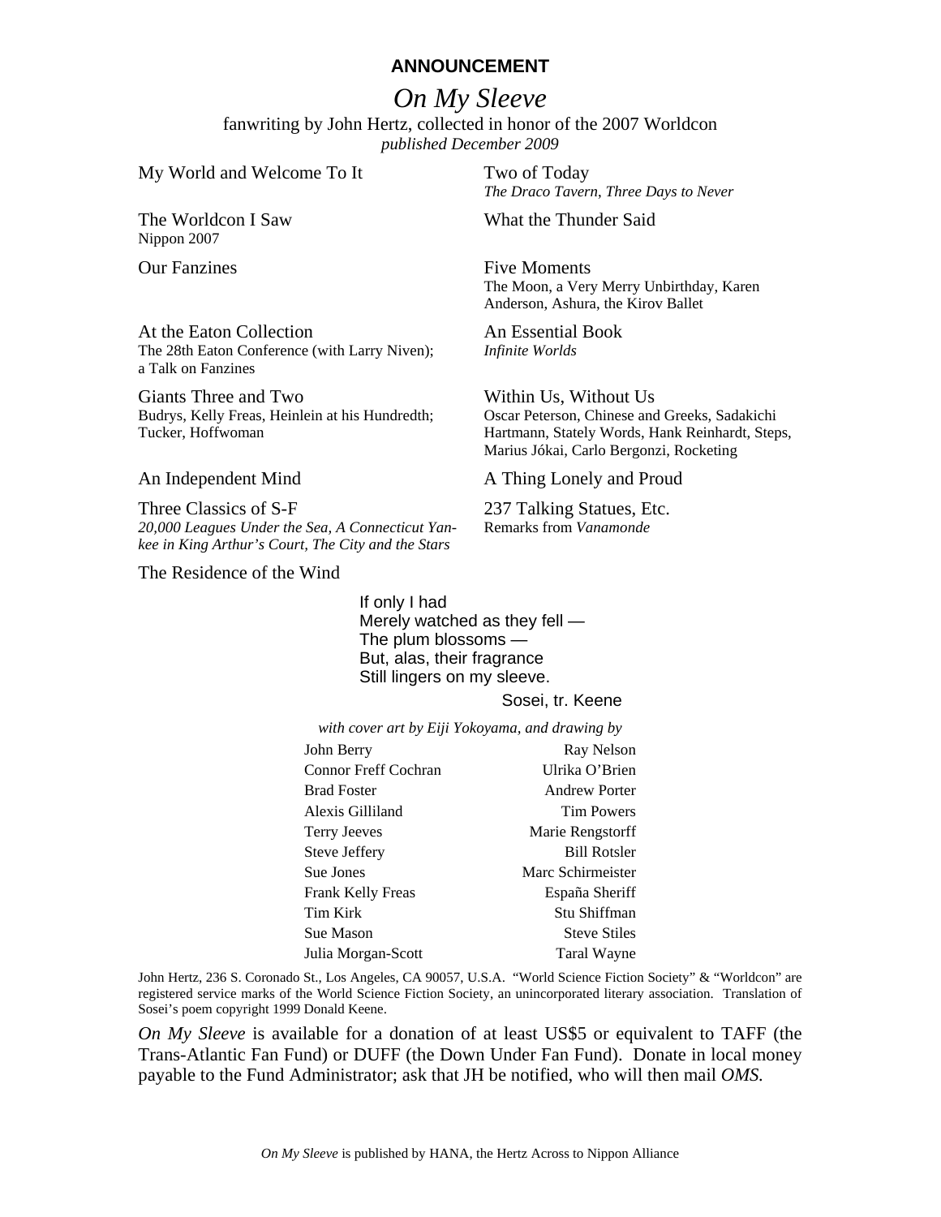**ANNOUNCEMENT**

# *On My Sleeve*

fanwriting by John Hertz, collected in honor of the 2007 Worldcon
*published December 2009*

My World and Welcome To It

The Worldcon I Saw
Nippon 2007

Our Fanzines

At the Eaton Collection
The 28th Eaton Conference (with Larry Niven); a Talk on Fanzines

Giants Three and Two
Budrys, Kelly Freas, Heinlein at his Hundredth; Tucker, Hoffwoman

An Independent Mind

Three Classics of S-F
*20,000 Leagues Under the Sea, A Connecticut Yankee in King Arthur's Court, The City and the Stars*

The Residence of the Wind

Two of Today
*The Draco Tavern, Three Days to Never*

What the Thunder Said

Five Moments
The Moon, a Very Merry Unbirthday, Karen Anderson, Ashura, the Kirov Ballet

An Essential Book
*Infinite Worlds*

Within Us, Without Us
Oscar Peterson, Chinese and Greeks, Sadakichi Hartmann, Stately Words, Hank Reinhardt, Steps, Marius Jókai, Carlo Bergonzi, Rocketing

A Thing Lonely and Proud

237 Talking Statues, Etc.
Remarks from *Vanamonde*

> If only I had
> Merely watched as they fell —
> The plum blossoms —
> But, alas, their fragrance
> Still lingers on my sleeve.
>
> Sosei, tr. Keene

*with cover art by Eiji Yokoyama, and drawing by*

| | |
|---|---|
| John Berry | Ray Nelson |
| Connor Freff Cochran | Ulrika O'Brien |
| Brad Foster | Andrew Porter |
| Alexis Gilliland | Tim Powers |
| Terry Jeeves | Marie Rengstorff |
| Steve Jeffery | Bill Rotsler |
| Sue Jones | Marc Schirmeister |
| Frank Kelly Freas | España Sheriff |
| Tim Kirk | Stu Shiffman |
| Sue Mason | Steve Stiles |
| Julia Morgan-Scott | Taral Wayne |

John Hertz, 236 S. Coronado St., Los Angeles, CA 90057, U.S.A. "World Science Fiction Society" & "Worldcon" are registered service marks of the World Science Fiction Society, an unincorporated literary association. Translation of Sosei's poem copyright 1999 Donald Keene.

*On My Sleeve* is available for a donation of at least US$5 or equivalent to TAFF (the Trans-Atlantic Fan Fund) or DUFF (the Down Under Fan Fund). Donate in local money payable to the Fund Administrator; ask that JH be notified, who will then mail *OMS.*

*On My Sleeve* is published by HANA, the Hertz Across to Nippon Alliance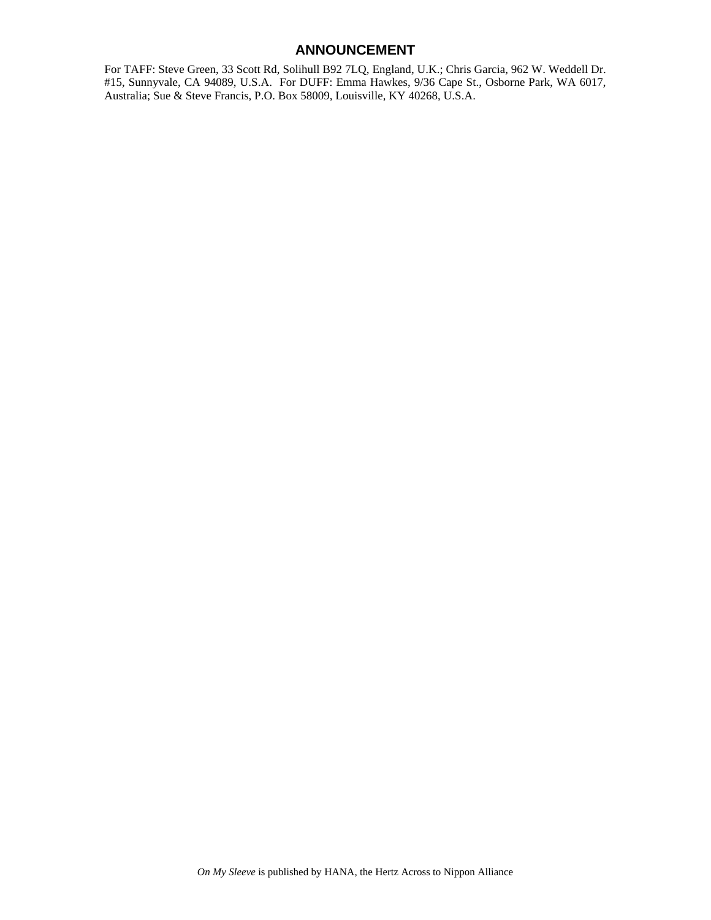## ANNOUNCEMENT

For TAFF: Steve Green, 33 Scott Rd, Solihull B92 7LQ, England, U.K.; Chris Garcia, 962 W. Weddell Dr. #15, Sunnyvale, CA 94089, U.S.A.  For DUFF: Emma Hawkes, 9/36 Cape St., Osborne Park, WA 6017, Australia; Sue & Steve Francis, P.O. Box 58009, Louisville, KY 40268, U.S.A.

*On My Sleeve* is published by HANA, the Hertz Across to Nippon Alliance